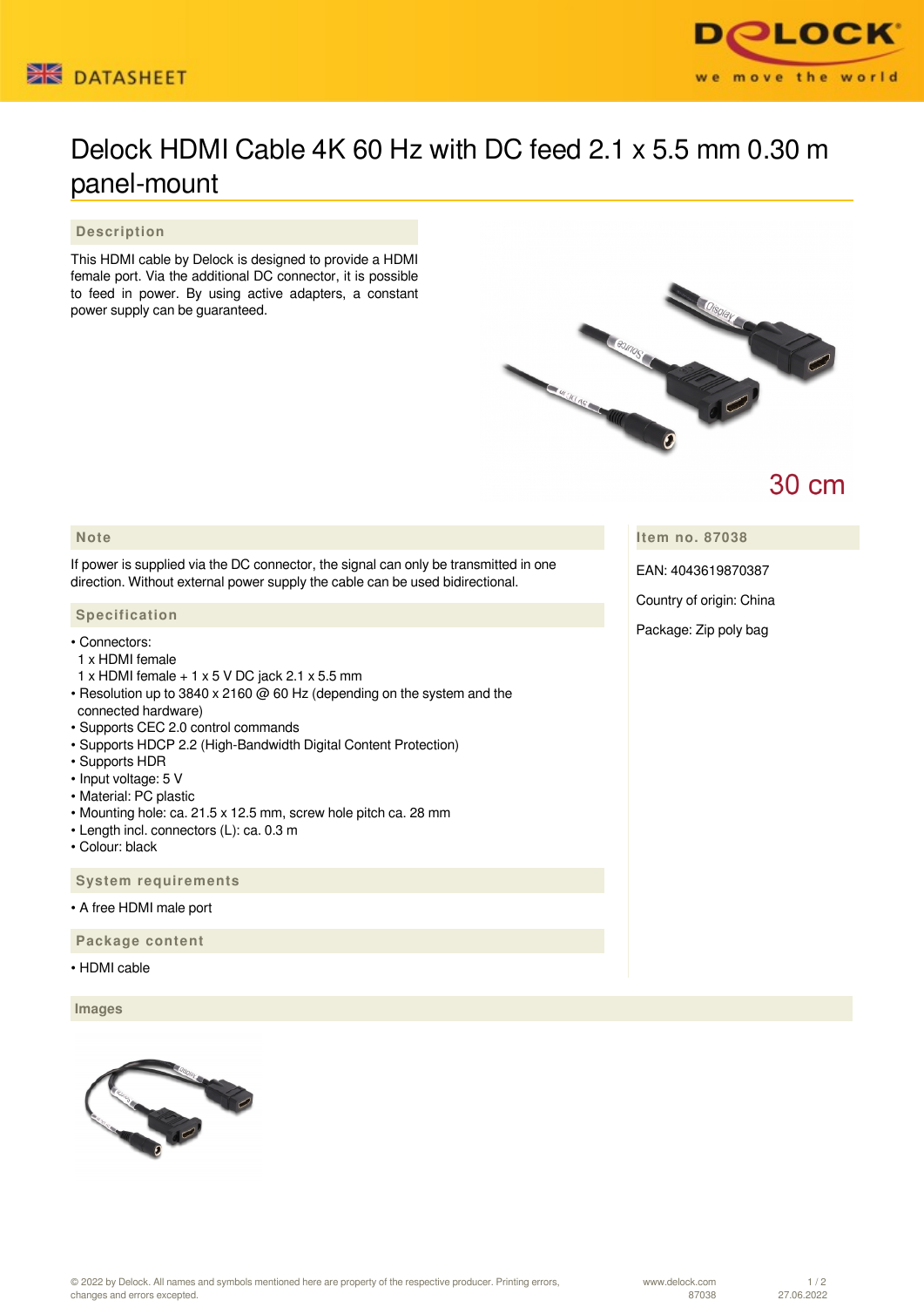# Delock HDMI Cable 4K 60 Hz with DC feed 2.1 x 5.5 mm 0.30 m panel-mount

## Description

This HDMI cable by Delock is designed to provide a HDMI female port. Via the additional DC connector, it is possible to feed in power. By using active adapters, a constant power supply can be guaranteed.

30 cm

## Note

If power is supplied via the DC connector, the signal can only be transmitted in one direction. Without external power supply the cable can be used bidirectional.

## Specification

- Connectors:
  1 x HDMI female
  1 x HDMI female + 1 x 5 V DC jack 2.1 x 5.5 mm
- Resolution up to 3840 x 2160 @ 60 Hz (depending on the system and the connected hardware)
- Supports CEC 2.0 control commands
- Supports HDCP 2.2 (High-Bandwidth Digital Content Protection)
- Supports HDR
- Input voltage: 5 V
- Material: PC plastic
- Mounting hole: ca. 21.5 x 12.5 mm, screw hole pitch ca. 28 mm
- Length incl. connectors (L): ca. 0.3 m
- Colour: black

## System requirements

- A free HDMI male port

## Package content

- HDMI cable

## Item no. 87038

EAN: 4043619870387

Country of origin: China

Package: Zip poly bag

## Images

© 2022 by Delock. All names and symbols mentioned here are property of the respective producer. Printing errors, changes and errors excepted.

www.delock.com 87038 27.06.2022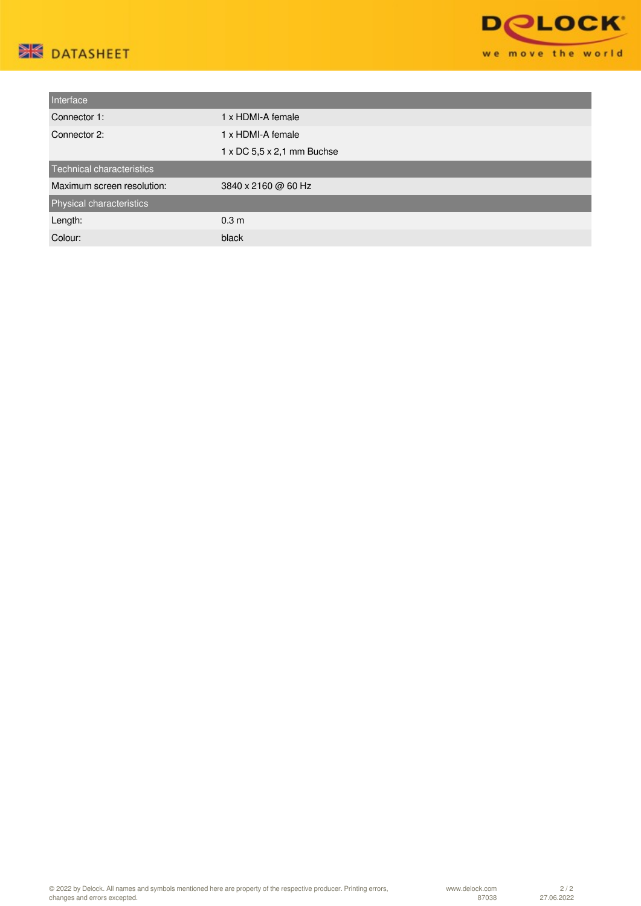| | |
|---|---|
| **Interface** | |
| Connector 1: | 1 x HDMI-A female |
| Connector 2: | 1 x HDMI-A female |
| | 1 x DC 5,5 x 2,1 mm Buchse |
| **Technical characteristics** | |
| Maximum screen resolution: | 3840 x 2160 @ 60 Hz |
| **Physical characteristics** | |
| Length: | 0.3 m |
| Colour: | black |

© 2022 by Delock. All names and symbols mentioned here are property of the respective producer. Printing errors, changes and errors excepted.

www.delock.com
87038

27.06.2022